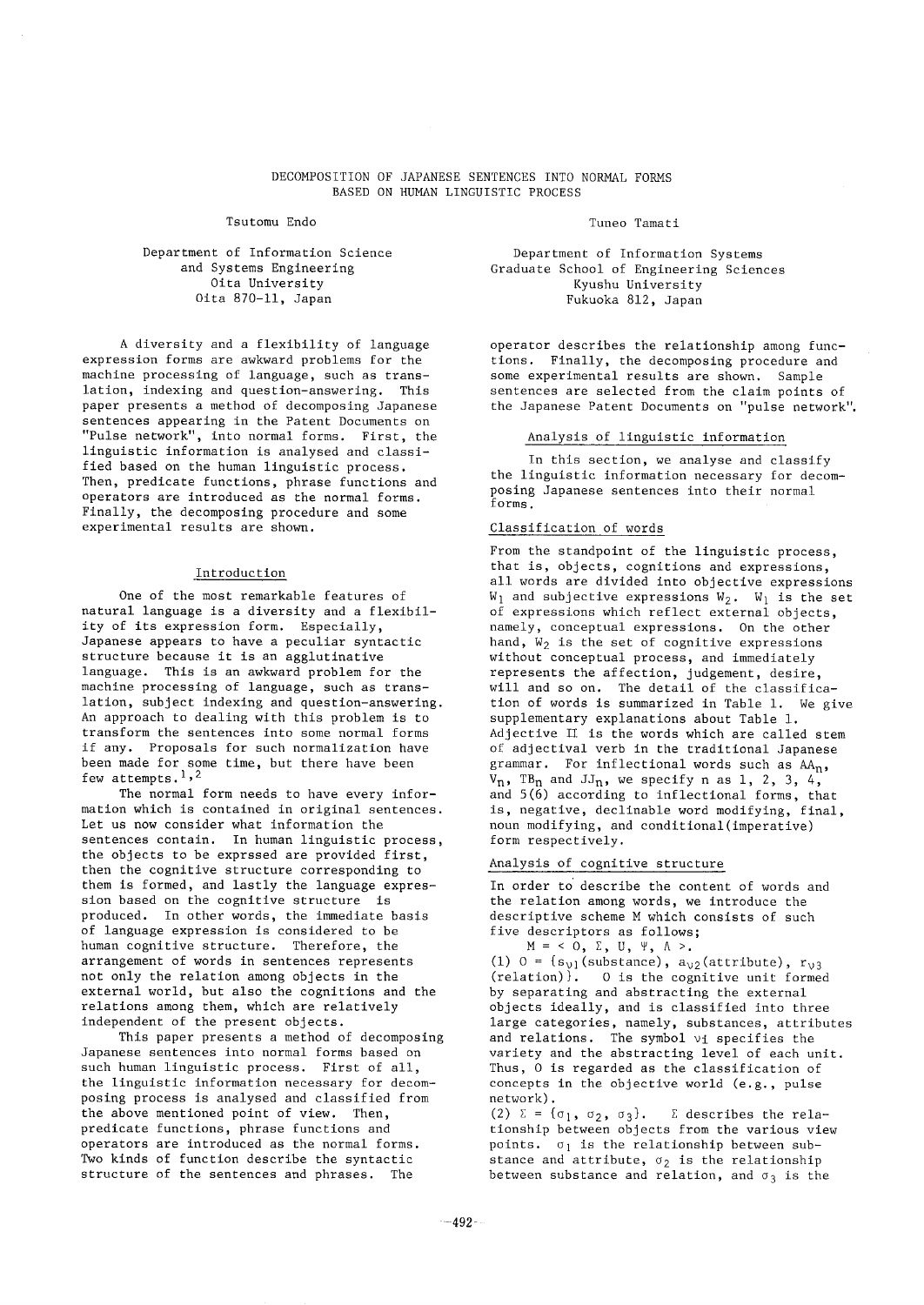# DECOMPOSITION OF JAPANESE SENTENCES INTO NORMAL FORMS BASED ON HUMAN LINGUISTIC PROCESS

Tsutomu Endo

Department of Information Science and Systems Engineering
Oita University
Oita 870-11, Japan

Tuneo Tamati

Department of Information Systems
Graduate School of Engineering Sciences
Kyushu University
Fukuoka 812, Japan

A diversity and a flexibility of language expression forms are awkward problems for the machine processing of language, such as translation, indexing and question-answering. This paper presents a method of decomposing Japanese sentences appearing in the Patent Documents on "Pulse network", into normal forms. First, the linguistic information is analysed and classified based on the human linguistic process. Then, predicate functions, phrase functions and operators are introduced as the normal forms. Finally, the decomposing procedure and some experimental results are shown.

## Introduction

One of the most remarkable features of natural language is a diversity and a flexibility of its expression form. Especially, Japanese appears to have a peculiar syntactic structure because it is an agglutinative language. This is an awkward problem for the machine processing of language, such as translation, subject indexing and question-answering. An approach to dealing with this problem is to transform the sentences into some normal forms if any. Proposals for such normalization have been made for some time, but there have been few attempts.[1,2]

The normal form needs to have every information which is contained in original sentences. Let us now consider what information the sentences contain. In human linguistic process, the objects to be exprssed are provided first, then the cognitive structure corresponding to them is formed, and lastly the language expression based on the cognitive structure is produced. In other words, the immediate basis of language expression is considered to be human cognitive structure. Therefore, the arrangement of words in sentences represents not only the relation among objects in the external world, but also the cognitions and the relations among them, which are relatively independent of the present objects.

This paper presents a method of decomposing Japanese sentences into normal forms based on such human linguistic process. First of all, the linguistic information necessary for decomposing process is analysed and classified from the above mentioned point of view. Then, predicate functions, phrase functions and operators are introduced as the normal forms. Two kinds of function describe the syntactic structure of the sentences and phrases. The operator describes the relationship among functions. Finally, the decomposing procedure and some experimental results are shown. Sample sentences are selected from the claim points of the Japanese Patent Documents on "pulse network".

## Analysis of linguistic information

In this section, we analyse and classify the linguistic information necessary for decomposing Japanese sentences into their normal forms.

### Classification of words

From the standpoint of the linguistic process, that is, objects, cognitions and expressions, all words are divided into objective expressions $W_1$ and subjective expressions $W_2$. $W_1$ is the set of expressions which reflect external objects, namely, conceptual expressions. On the other hand, $W_2$ is the set of cognitive expressions without conceptual process, and immediately represents the affection, judgement, desire, will and so on. The detail of the classification of words is summarized in Table 1. We give supplementary explanations about Table 1. Adjective II is the words which are called stem of adjectival verb in the traditional Japanese grammar. For inflectional words such as $AA_n$, $V_n$, $TB_n$ and $JJ_n$, we specify n as 1, 2, 3, 4, and 5(6) according to inflectional forms, that is, negative, declinable word modifying, final, noun modifying, and conditional(imperative) form respectively.

### Analysis of cognitive structure

In order to describe the content of words and the relation among words, we introduce the descriptive scheme M which consists of such five descriptors as follows;

$M = < O,\ \Sigma,\ U,\ \Psi,\ \Lambda >.$

(1) $O = \{s_{\nu 1}(\text{substance}),\ a_{\nu 2}(\text{attribute}),\ r_{\nu 3}(\text{relation})\}$. O is the cognitive unit formed by separating and abstracting the external objects ideally, and is classified into three large categories, namely, substances, attributes and relations. The symbol $\nu i$ specifies the variety and the abstracting level of each unit. Thus, O is regarded as the classification of concepts in the objective world (e.g., pulse network).

(2) $\Sigma = \{\sigma_1,\ \sigma_2,\ \sigma_3\}$. $\Sigma$ describes the relationship between objects from the various view points. $\sigma_1$ is the relationship between substance and attribute, $\sigma_2$ is the relationship between substance and relation, and $\sigma_3$ is the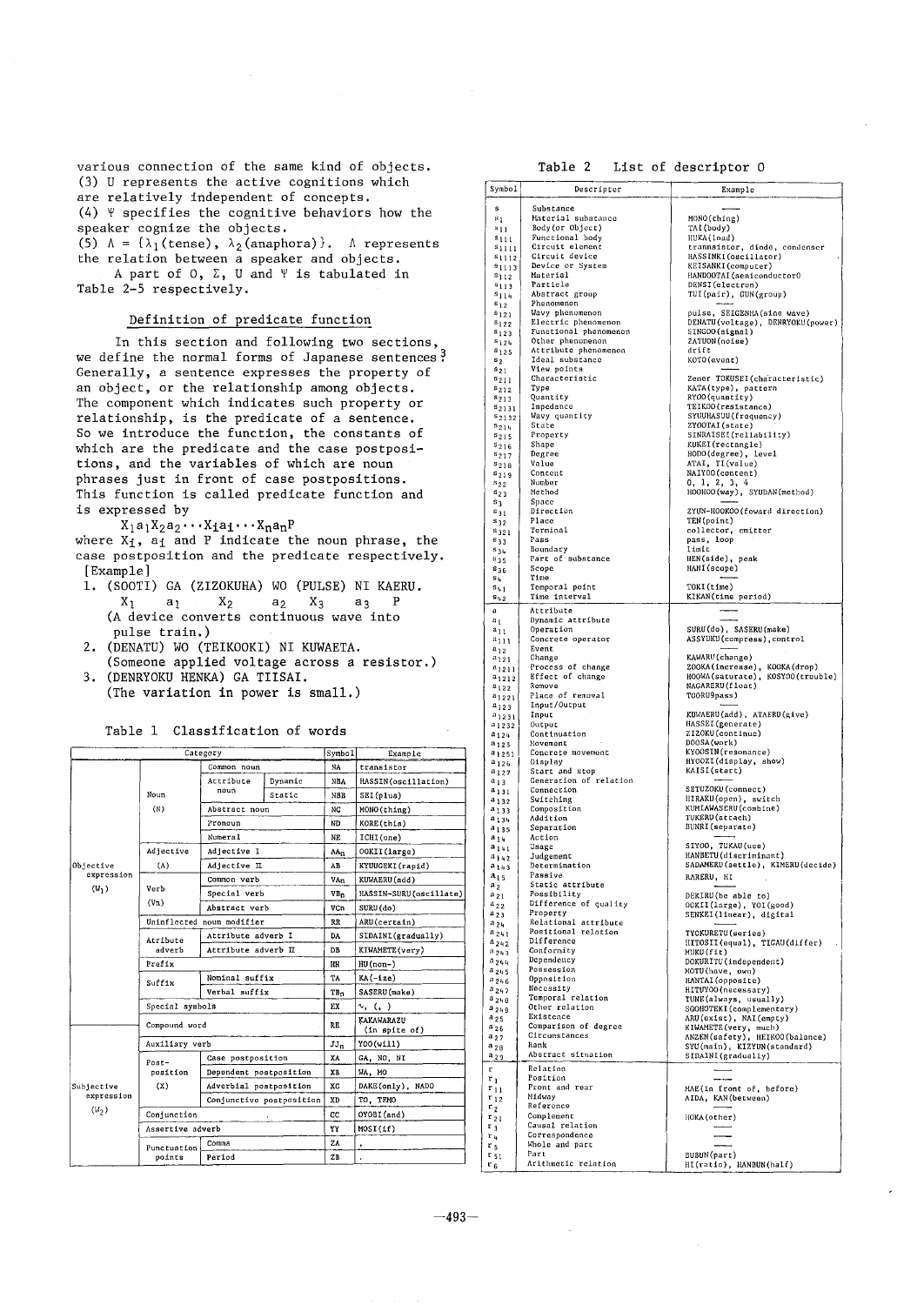various connection of the same kind of objects.
(3) U represents the active cognitions which are relatively independent of concepts.
(4) $\Psi$ specifies the cognitive behaviors how the speaker cognize the objects.
(5) $\Lambda = \{\lambda_1(\text{tense}), \lambda_2(\text{anaphora})\}$. $\Lambda$ represents the relation between a speaker and objects.

A part of O, $\Sigma$, U and $\Psi$ is tabulated in Table 2-5 respectively.

## Definition of predicate function

In this section and following two sections, we define the normal forms of Japanese sentences[3]. Generally, a sentence expresses the property of an object, or the relationship among objects. The component which indicates such property or relationship, is the predicate of a sentence. So we introduce the function, the constants of which are the predicate and the case postpositions, and the variables of which are noun phrases just in front of case postpositions. This function is called predicate function and is expressed by

$$X_1 a_1 X_2 a_2 \cdots X_i a_i \cdots X_n a_n P$$

where $X_i$, $a_i$ and P indicate the noun phrase, the case postposition and the predicate respectively.

[Example]

1. (SOOTI) GA (ZIZOKUHA) WO (PULSE) NI KAERU.
   $X_1$ $a_1$ $X_2$ $a_2$ $X_3$ $a_3$ P
   (A device converts continuous wave into pulse train.)
2. (DENATU) WO (TEIKOOKI) NI KUWAETA.
   (Someone applied voltage across a resistor.)
3. (DENRYOKU HENKA) GA TIISAI.
   (The variation in power is small.)

Table 1 Classification of words

| Category | | | | Symbol | Example |
|---|---|---|---|---|---|
| Objective expression ($W_1$) | Noun (N) | Common noun | | NA | transistor |
| | | Attribute noun | Dynamic | NBA | HASSIN(oscillation) |
| | | | Static | NBB | SEI(plus) |
| | | Abstract noun | | NC | MONO(thing) |
| | | Pronoun | | ND | KORE(this) |
| | | Numeral | | NE | ICHI(one) |
| | Adjective (A) | Adjective I | | $AA_n$ | OOKII(large) |
| | | Adjective II | | AB | KYUUGEKI(rapid) |
| | Verb (Vn) | Common verb | | $VA_n$ | KUWAERU(add) |
| | | Special verb | | $VB_n$ | HASSIN-SURU(oscillate) |
| | | Abstract verb | | VCn | SURU(do) |
| | Uninflected noun modifier | | | RR | ARU(certain) |
| | Atribute adverb | Attribute adverb I | | DA | SIDAINI(gradually) |
| | | Attribute adverb II | | DB | KIWAMETE(very) |
| | Prefix | | | HH | HU(non-) |
| | Suffix | Nominal suffix | | TA | KA(-ize) |
| | | Verbal suffix | | $TB_n$ | SASERU(make) |
| | Special symbols | | | EX | ~, (, ) |
| | Compound word | | | RE | KAKAWARAZU (in spite of) |
| Subjective expression ($W_2$) | Auxiliary verb | | | $JJ_n$ | YOO(will) |
| | Post-position (X) | Case postposition | | XA | GA, NO, NI |
| | | Dependent postposition | | XB | WA, MO |
| | | Adverbial postposition | | XC | DAKE(only), NADO |
| | | Conjunctive postposition | | XD | TO, TEMO |
| | Conjunction | | | CC | OYOBI(and) |
| | Assertive adverb | | | YY | MOSI(if) |
| | Punctuation points | Comma | | ZA | , |
| | | Period | | ZB | . |

Table 2 List of descriptor O

| Symbol | Descripter | Example |
|---|---|---|
| s | Substance | —— |
| $s_1$ | Material substance | MONO(thing) |
| $s_{11}$ | Body(or Object) | TAI(body) |
| $s_{111}$ | Functional body | HUKA(load) |
| $s_{1111}$ | Circuit element | transistor, diode, condenser |
| $s_{1112}$ | Circuit device | HASSINKI(oscillator) |
| $s_{1113}$ | Device or System | KEISANKI(computer) |
| $s_{112}$ | Material | HANDOOTAI(semiconductor0 |
| $s_{113}$ | Particle | DENSI(electron) |
| $s_{114}$ | Abstract group | TUI(pair), GUN(group) |
| $s_{12}$ | Phenomenon | —— |
| $s_{121}$ | Wavy phenomenon | pulse, SEIGENHA(sine wave) |
| $s_{122}$ | Electric phenomenon | DENATU(voltage), DENRYOKU(power) |
| $s_{123}$ | Functional phenomenon | SINGOO(signal) |
| $s_{124}$ | Other phenomenon | ZATUON(noise) |
| $s_{125}$ | Attribute phenomenon | drift |
| $s_2$ | Ideal substance | KOTO(event) |
| $s_{21}$ | View points | —— |
| $s_{211}$ | Characteristic | Zener TOKUSEI(characteristic) |
| $s_{212}$ | Type | KATA(type), pattern |
| $s_{213}$ | Quantity | RYOO(quantity) |
| $s_{2131}$ | Impedance | TEIKOO(resistance) |
| $s_{2132}$ | Wavy quantity | SYUUHASUU(frequency) |
| $s_{214}$ | State | ZYOOTAI(state) |
| $s_{215}$ | Property | SINRAISEI(reliability) |
| $s_{216}$ | Shape | KUKEI(rectangle) |
| $s_{217}$ | Degree | HODO(degree), level |
| $s_{218}$ | Value | ATAI, TI(value) |
| $s_{219}$ | Content | NAIYOO(content) |
| $s_{22}$ | Number | 0, 1, 2, 3, 4 |
| $s_{23}$ | Method | HOOHOO(way), SYUDAN(method) |
| $s_3$ | Space | —— |
| $s_{31}$ | Direction | ZYUN-HOOKOO(foward direction) |
| $s_{32}$ | Place | TEN(point) |
| $s_{321}$ | Terminal | collector, emitter |
| $s_{33}$ | Pass | pass, loop |
| $s_{34}$ | Boundary | limit |
| $s_{35}$ | Part of substance | HEN(side), peak |
| $s_{36}$ | Scope | HANI(scope) |
| $s_4$ | Time | —— |
| $s_{41}$ | Temporal point | TOKI(time) |
| $s_{42}$ | Time interval | KIKAN(time period) |
| a | Attribute | —— |
| $a_1$ | Dynamic attribute | —— |
| $a_{11}$ | Operation | SURU(do), SASERU(make) |
| $a_{111}$ | Concrete operator | ASSYUKU(compress), control |
| $a_{12}$ | Event | —— |
| $a_{121}$ | Change | KAWARU(change) |
| $a_{1211}$ | Process of change | ZOOKA(increase), KOOKA(drop) |
| $a_{1212}$ | Effect of change | HOOWA(saturate), KOSYOO(trouble) |
| $a_{122}$ | Remove | NAGARERU(float) |
| $a_{1221}$ | Place of removal | TOORU9pass) |
| $a_{123}$ | Input/Output | —— |
| $a_{1231}$ | Input | KUWAERU(add), ATAERU(give) |
| $a_{1232}$ | Output | HASSEI(generate) |
| $a_{124}$ | Continuation | ZIZOKU(continue) |
| $a_{125}$ | Movement | DOOSA(work) |
| $a_{1251}$ | Concrete movement | KYOOSIN(resonance) |
| $a_{126}$ | Display | HYOOZI(display, show) |
| $a_{127}$ | Start and stop | KAISI(start) |
| $a_{13}$ | Generation of relation | —— |
| $a_{131}$ | Connection | SETUZOKU(connect) |
| $a_{132}$ | Switching | HIRAKU(open), switch |
| $a_{133}$ | Composition | KUMIAWASERU(combine) |
| $a_{134}$ | Addition | TUKERU(attach) |
| $a_{135}$ | Separation | BUNRI(separate) |
| $a_{14}$ | Action | —— |
| $a_{141}$ | Usage | SIYOO, TUKAU(use) |
| $a_{142}$ | Judgement | HANBETU(discriminant) |
| $a_{143}$ | Determination | SADAMERU(settle), KIMERU(decide) |
| $a_{15}$ | Passive | RARERU, HI |
| $a_2$ | Static attribute | —— |
| $a_{21}$ | Possibility | DEKIRU(be able to) |
| $a_{22}$ | Difference of quality | OOKII(large), YOI(good) |
| $a_{23}$ | Property | SENKEI(linear), digital |
| $a_{24}$ | Relational attribute | —— |
| $a_{241}$ | Positional relation | TYOKURETU(series) |
| $a_{242}$ | Difference | HITOSII(equal), TIGAU(differ) |
| $a_{243}$ | Conformity | MUKU(fit) |
| $a_{244}$ | Dependency | DOKURITU(independent) |
| $a_{245}$ | Possession | MOTU(have, own) |
| $a_{246}$ | Opposition | HANTAI(opposite) |
| $a_{247}$ | Necessity | HITUYOO(necessary) |
| $a_{248}$ | Temporal relation | TUNE(always, usually) |
| $a_{249}$ | Other relation | SOOHOTEKI(complementary) |
| $a_{25}$ | Existence | ARU(exist), NAI(empty) |
| $a_{26}$ | Comparison of degree | KIWAMETE(very, much) |
| $a_{27}$ | Circumstances | ANZEN(safety), HEIKOO(balance) |
| $a_{28}$ | Rank | SYU(main), KIZYUN(standard) |
| $a_{29}$ | Abstract situation | SIDAINI(gradually) |
| r | Relation | —— |
| $r_1$ | Position | —— |
| $r_{11}$ | Front and rear | MAE(in front of, before) |
| $r_{12}$ | Midway | AIDA, KAN(between) |
| $r_2$ | Reference | —— |
| $r_{21}$ | Complement | HOKA(other) |
| $r_3$ | Causal relation | —— |
| $r_4$ | Correspondence | —— |
| $r_5$ | Whole and part | —— |
| $r_{51}$ | Part | BUBUN(part) |
| $r_6$ | Arithmeric relation | HI(ratio), HANBUN(half) |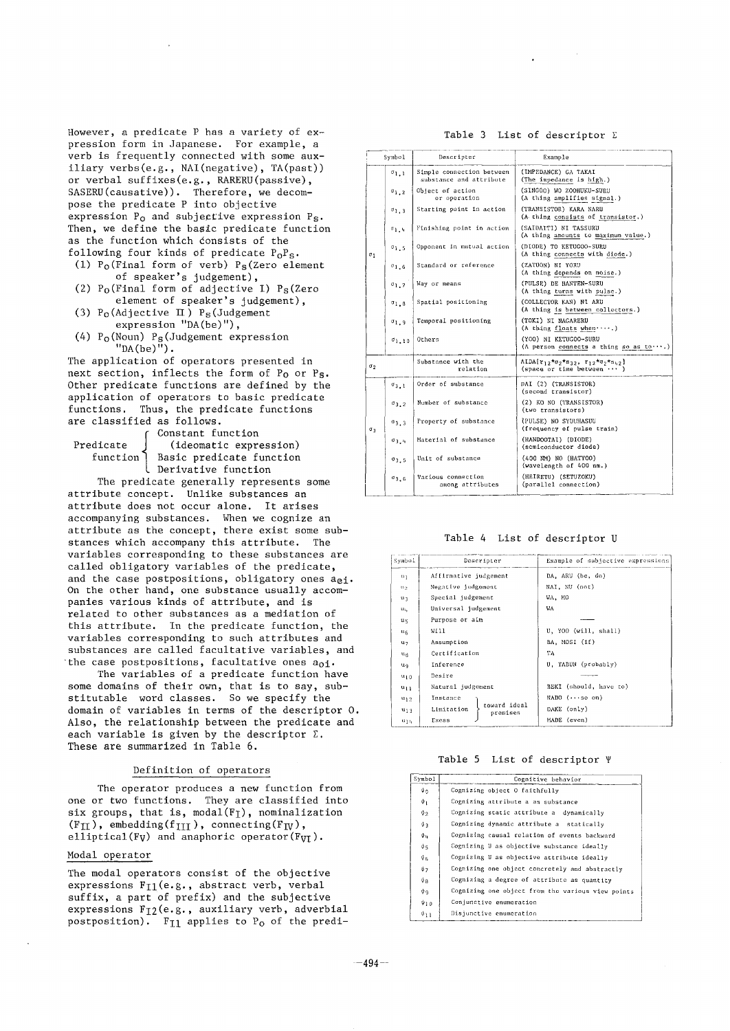However, a predicate P has a variety of expression form in Japanese. For example, a verb is frequently connected with some auxiliary verbs(e.g., NAI(negative), TA(past)) or verbal suffixes(e.g., RARERU(passive), SASERU(causative)). Therefore, we decompose the predicate P into objective expression $P_o$ and subjective expression $P_s$. Then, we define the basic predicate function as the function which consists of the following four kinds of predicate $P_oP_s$.

(1) $P_o$(Final form of verb) $P_s$(Zero element of speaker's judgement),
(2) $P_o$(Final form of adjective I) $P_s$(Zero element of speaker's judgement),
(3) $P_o$(Adjective II) $P_s$(Judgement expression "DA(be)"),
(4) $P_o$(Noun) $P_s$(Judgement expression "DA(be)").

The application of operators presented in next section, inflects the form of $P_o$ or $P_s$. Other predicate functions are defined by the application of operators to basic predicate functions. Thus, the predicate functions are classified as follows.

Predicate function
- Constant function (ideomatic expression)
- Basic predicate function
- Derivative function

The predicate generally represents some attribute concept. Unlike substances an attribute does not occur alone. It arises accompanying substances. When we cognize an attribute as the concept, there exist some substances which accompany this attribute. The variables corresponding to these substances are called obligatory variables of the predicate, and the case postpositions, obligatory ones $a_{ei}$. On the other hand, one substance usually accompanies various kinds of attribute, and is related to other substances as a mediation of this attribute. In the predicate function, the variables corresponding to such attributes and substances are called facultative variables, and the case postpositions, facultative ones $a_{oi}$.

The variables of a predicate function have some domains of their own, that is to say, substitutable word classes. So we specify the domain of variables in terms of the descriptor O. Also, the relationship between the predicate and each variable is given by the descriptor Σ. These are summarized in Table 6.

### Definition of operators

The operator produces a new function from one or two functions. They are classified into six groups, that is, modal($F_I$), nominalization ($F_{II}$), embedding($f_{III}$), connecting($F_{IV}$), elliptical($F_V$) and anaphoric operator($F_{VI}$).

### Modal operator

The modal operators consist of the objective expressions $F_{I1}$(e.g., abstract verb, verbal suffix, a part of prefix) and the subjective expressions $F_{I2}$(e.g., auxiliary verb, adverbial postposition). $F_{I1}$ applies to $P_o$ of the predi-

Table 3 List of descriptor Σ

| Symbol | | Descripter | Example |
|---|---|---|---|
| $\sigma_1$ | $\sigma_{1,1}$ | Simple connection between substance and attribute | (IMPEDANCE) GA TAKAI (The impedance is high.) |
| | $\sigma_{1,2}$ | Object of action or operation | (SINGOO) WO ZOOHUKU-SURU (A thing amplifies signal.) |
| | $\sigma_{1,3}$ | Starting point in action | (TRANSISTOR) KARA NARU (A thing consists of transistor.) |
| | $\sigma_{1,4}$ | Finishing point in action | (SAIDAITI) NI TASSURU (A thing amounts to maximum value.) |
| | $\sigma_{1,5}$ | Opponent in mutual action | (DIODE) TO KETUGOO-SURU (A thing connects with diode.) |
| | $\sigma_{1,6}$ | Standard or reference | (ZATUON) NI YORU (A thing depends on noise.) |
| | $\sigma_{1,7}$ | Way or means | (PULSE) DE HANTEN-SURU (A thing turns with pulse.) |
| | $\sigma_{1,8}$ | Spatial positioning | (COLLECTOR KAN) NI ARU (A thing is between collectors.) |
| | $\sigma_{1,9}$ | Temporal positioning | (TOKI) NI NAGARERU (A thing floats when····.) |
| | $\sigma_{1,10}$ | Others | (YOO) NI KETUGOO-SURU (A person connects a thing so as to····.) |
| $\sigma_2$ | | Substance with the relation | AIDA{$r_{12}$*$o_2$*$s_{32}$, $r_{12}$*$o_2$*$s_{42}$} (space or time between ··· ) |
| $\sigma_3$ | $\sigma_{3,1}$ | Order of substance | DAI (2) (TRANSISTOR) (second transistor) |
| | $\sigma_{3,2}$ | Number of substance | (2) KO NO (TRANSISTOR) (two transistors) |
| | $\sigma_{3,3}$ | Property of substance | (PULSE) NO SYUUHASUU (frequency of pulse train) |
| | $\sigma_{3,4}$ | Material of substance | (HANDOOTAI) (DIODE) (semiconductor diode) |
| | $\sigma_{3,5}$ | Unit of substance | (400 NM) NO (HATYOO) (wavelength of 400 nm.) |
| | $\sigma_{3,6}$ | Various connection among attributes | (HEIRETU) (SETUZOKU) (parallel connection) |

Table 4 List of descriptor U

| Symbol | Descripter | Example of subjective expressions |
|---|---|---|
| $u_1$ | Affirmative judgement | DA, ARU (be, do) |
| $u_2$ | Negative judgement | NAI, NU (not) |
| $u_3$ | Special judgement | WA, MO |
| $u_4$ | Universal judgement | WA |
| $u_5$ | Purpose or aim | ——— |
| $u_6$ | Will | U, YOO (will, shall) |
| $u_7$ | Assumption | BA, MOSI (if) |
| $u_8$ | Certification | TA |
| $u_9$ | Inference | U, TABUN (probably) |
| $u_{10}$ | Desire | ——— |
| $u_{11}$ | Natural judgement | BEKI (should, have to) |
| $u_{12}$ | Instance (toward ideal premises) | NADO (···so on) |
| $u_{13}$ | Limitation (toward ideal premises) | DAKE (only) |
| $u_{14}$ | Excess (toward ideal premises) | MADE (even) |

Table 5 List of descriptor Ψ

| Symbol | Cognitive behavior |
|---|---|
| $\psi_0$ | Cognizing object O faithfully |
| $\psi_1$ | Cognizing attribute a as substance |
| $\psi_2$ | Cognizing static attribute a dynamically |
| $\psi_3$ | Cognizing dynamic attribute a statically |
| $\psi_4$ | Cognizing causal relation of events backward |
| $\psi_5$ | Cognizing U as objective substance ideally |
| $\psi_6$ | Cognizing U as objective attribute ideally |
| $\psi_7$ | Cognizing one object concretely and abstractly |
| $\psi_8$ | Cognizing a degree of attribute as quantity |
| $\psi_9$ | Cognizing one object from the various view points |
| $\psi_{10}$ | Conjunctive enumeration |
| $\psi_{11}$ | Disjunctive enumeration |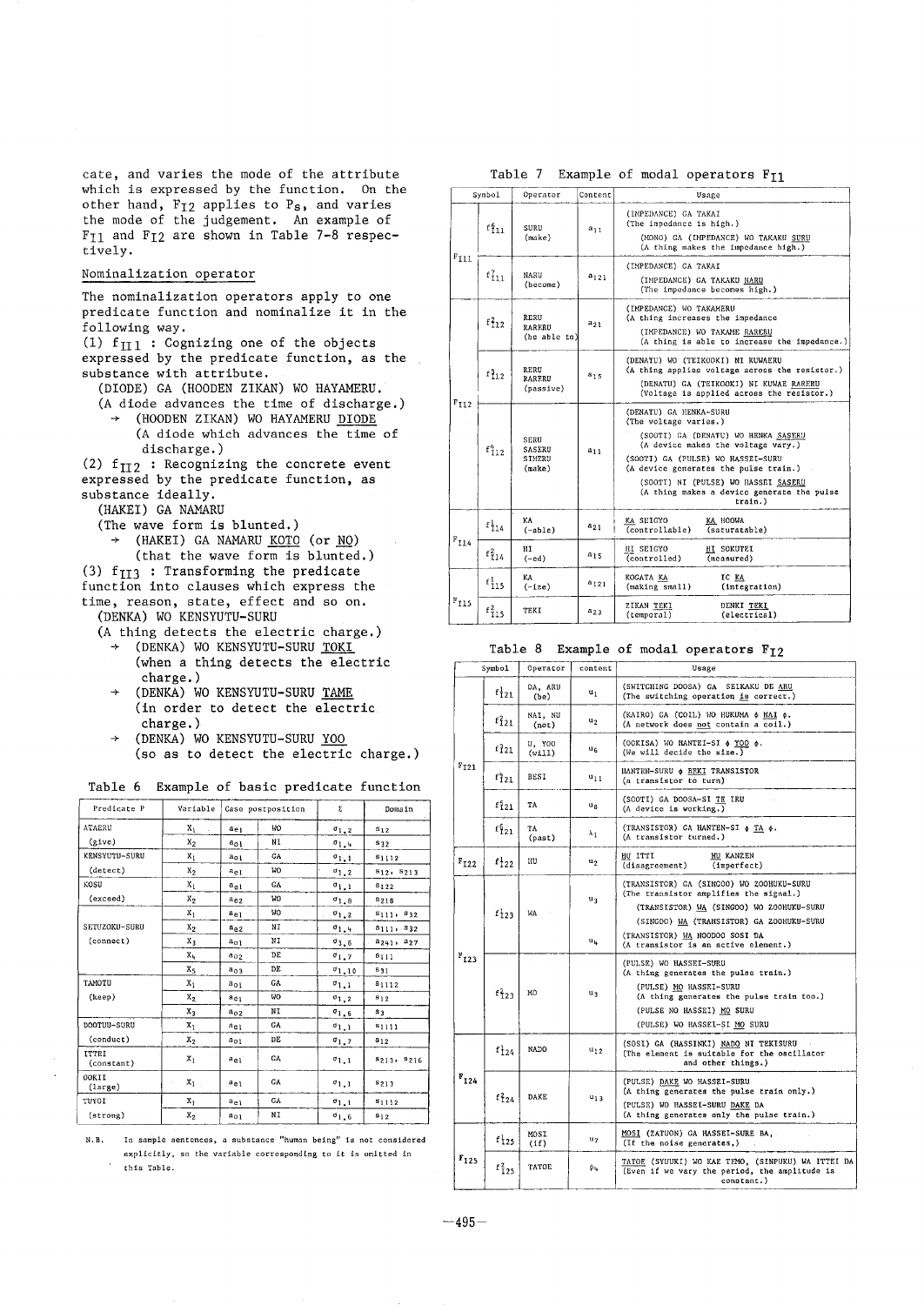cate, and varies the mode of the attribute which is expressed by the function. On the other hand, $F_{I2}$ applies to $P_s$, and varies the mode of the judgement. An example of $F_{I1}$ and $F_{I2}$ are shown in Table 7-8 respectively.

## Nominalization operator

The nominalization operators apply to one predicate function and nominalize it in the following way.

(1) $f_{II1}$ : Cognizing one of the objects expressed by the predicate function, as the substance with attribute.

(DIODE) GA (HOODEN ZIKAN) WO HAYAMERU.
(A diode advances the time of discharge.)
→ (HOODEN ZIKAN) WO HAYAMERU DIODE
(A diode which advances the time of discharge.)

(2) $f_{II2}$ : Recognizing the concrete event expressed by the predicate function, as substance ideally.

(HAKEI) GA NAMARU
(The wave form is blunted.)
→ (HAKEI) GA NAMARU KOTO (or NO)
(that the wave form is blunted.)

(3) $f_{II3}$ : Transforming the predicate function into clauses which express the time, reason, state, effect and so on.

(DENKA) WO KENSYUTU-SURU
(A thing detects the electric charge.)
→ (DENKA) WO KENSYUTU-SURU TOKI
(when a thing detects the electric charge.)
→ (DENKA) WO KENSYUTU-SURU TAME
(in order to detect the electric charge.)
→ (DENKA) WO KENSYUTU-SURU YOO
(so as to detect the electric charge.)

Table 6 Example of basic predicate function

| Predicate P | Variable | Case postposition | | Σ | Domain |
|---|---|---|---|---|---|
| ATAERU | $X_1$ | $a_{e1}$ | WO | $\sigma_{1,2}$ | $s_{12}$ |
| (give) | $X_2$ | $a_{o1}$ | NI | $\sigma_{1,4}$ | $s_{32}$ |
| KENSYUTU-SURU | $X_1$ | $a_{o1}$ | GA | $\sigma_{1,1}$ | $s_{1112}$ |
| (detect) | $X_2$ | $a_{e1}$ | WO | $\sigma_{1,2}$ | $s_{12}$, $s_{213}$ |
| KOSU | $X_1$ | $a_{e1}$ | GA | $\sigma_{1,1}$ | $s_{122}$ |
| (exceed) | $X_2$ | $a_{e2}$ | WO | $\sigma_{1,8}$ | $s_{218}$ |
| SETUZOKU-SURU | $X_1$ | $a_{e1}$ | WO | $\sigma_{1,2}$ | $s_{111}$, $s_{32}$ |
| (connect) | $X_2$ | $a_{e2}$ | NI | $\sigma_{1,4}$ | $s_{111}$, $s_{32}$ |
| | $X_3$ | $a_{o1}$ | NI | $\sigma_{3,6}$ | $s_{241}$, $s_{27}$ |
| | $X_4$ | $a_{o2}$ | DE | $\sigma_{1,7}$ | $s_{111}$ |
| | $X_5$ | $a_{o3}$ | DE | $\sigma_{1,10}$ | $s_{31}$ |
| TAMOTU | $X_1$ | $a_{o1}$ | GA | $\sigma_{1,1}$ | $s_{1112}$ |
| (keep) | $X_2$ | $a_{e1}$ | WO | $\sigma_{1,2}$ | $s_{12}$ |
| | $X_3$ | $a_{o2}$ | NI | $\sigma_{1,6}$ | $s_3$ |
| DOOTUU-SURU | $X_1$ | $a_{e1}$ | GA | $\sigma_{1,1}$ | $s_{1111}$ |
| (conduct) | $X_2$ | $a_{o1}$ | DE | $\sigma_{1,7}$ | $s_{12}$ |
| ITTEI (constant) | $X_1$ | $a_{e1}$ | GA | $\sigma_{1,1}$ | $s_{213}$, $s_{216}$ |
| OOKII (large) | $X_1$ | $a_{e1}$ | GA | $\sigma_{1,1}$ | $s_{213}$ |
| TUYOI | $X_1$ | $a_{e1}$ | GA | $\sigma_{1,1}$ | $s_{1112}$ |
| (strong) | $X_2$ | $a_{o1}$ | NI | $\sigma_{1,6}$ | $s_{12}$ |

N.B. In sample sentences, a substance "human being" is not considered explicitly, so the variable corresponding to it is omitted in this Table.

Table 7 Example of modal operators $F_{I1}$

| Symbol | | Operator | Content | Usage |
|---|---|---|---|---|
| $F_{I11}$ | $f^{6}_{I11}$ | SURU (make) | $a_{11}$ | (IMPEDANCE) GA TAKAI (The impedance is high.) (MONO) GA (IMPEDANCE) WO TAKAKU SURU (A thing makes the impedance high.) |
| | $f^{7}_{I11}$ | NARU (become) | $a_{121}$ | (IMPEDANCE) GA TAKAI (IMPEDANCE) GA TAKAKU NARU (The impedance becomes high.) |
| $F_{I12}$ | $f^{2}_{I12}$ | RERU RARERU (be able to) | $a_{21}$ | (IMPEDANCE) WO TAKAMERU (A thing increases the impedance (IMPEDANCE) WO TAKAME RARERU (A thing is able to increase the impedance.) |
| | $f^{3}_{I12}$ | RERU RARERU (passive) | $a_{15}$ | (DENATU) WO (TEIKOOKI) NI KUWAERU (A thing applies voltage across the resistor.) (DENATU) GA (TEIKOOKI) NI KUWAE RARERU (Voltage is applied across the resistor.) |
| | $f^{4}_{I12}$ | SERU SASERU SIMERU (make) | $a_{11}$ | (DENATU) GA HENKA-SURU (The voltage varies.) (SOOTI) GA (DENATU) WO HENKA SASERU (A device makes the voltage vary.) (SOOTI) GA (PULSE) WO HASSEI-SURU (A device generates the pulse train.) (SOOTI) NI (PULSE) WO HASSEI SASERU (A thing makes a device generate the pulse train.) |
| $F_{I14}$ | $f^{1}_{I14}$ | KA (-able) | $a_{21}$ | KA SEIGYO (controllable) KA HOOWA (saturatable) |
| | $f^{2}_{I14}$ | HI (-ed) | $a_{15}$ | HI SEIGYO (controlled) HI SOKUTEI (measured) |
| $F_{I15}$ | $f^{1}_{I15}$ | KA (-ize) | $a_{121}$ | KOGATA KA (making small) IC KA (integration) |
| | $f^{2}_{I15}$ | TEKI | $a_{23}$ | ZIKAN TEKI (temporal) DENKI TEKI (electrical) |

Table 8 Example of modal operators $F_{I2}$

| Symbol | | Operator | content | Usage |
|---|---|---|---|---|
| $F_{I21}$ | $f^{1}_{I21}$ | DA, ARU (be) | $u_1$ | (SWITCHING DOOSA) GA SEIKAKU DE ARU (The switching operation is correct.) |
| | $f^{2}_{I21}$ | NAI, NU (not) | $u_2$ | (KAIRO) GA (COIL) WO HUKUMA φ NAI φ. (A network does not contain a coil.) |
| | $f^{3}_{I21}$ | U, YOO (will) | $u_6$ | (OOKISA) WO HANTEI-SI φ YOO φ. (We will decide the size.) |
| | $f^{4}_{I21}$ | BESI | $u_{11}$ | HANTEN-SURU φ BEKI TRANSISTOR (a transistor to turn) |
| | $f^{5}_{I21}$ | TA | $u_8$ | (SOOTI) GA DOOSA-SI TE IRU (A device is working.) |
| | $f^{6}_{I21}$ | TA (past) | $\lambda_1$ | (TRANSISTOR) GA HANTEN-SI φ TA φ. (A transistor turned.) |
| $F_{I22}$ | $f^{1}_{I22}$ | HU | $u_2$ | HU ITTI (disagreement) HU KANZEN (imperfect) |
| $F_{I23}$ | $f^{1}_{I23}$ | WA | $u_3$ | (TRANSISTOR) GA (SINGOO) WO ZOOHUKU-SURU (The transistor amplifies the signal.) (TRANSISTOR) WA (SINGOO) WO ZOOHUKU-SURU (SINGOO) WA (TRANSISTOR) GA ZOOHUKU-SURU |
| | | | $u_4$ | (TRANSISTOR) WA NOODOO SOSI DA (A transistor is an active element.) |
| | $f^{2}_{I23}$ | MO | $u_3$ | (PULSE) WO HASSEI-SURU (A thing generates the pulse train.) (PULSE) MO HASSEI-SURU (A thing generates the pulse train too.) (PULSE NO HASSEI) MO SURU (PULSE) WO HASSEI-SI MO SURU |
| $F_{I24}$ | $f^{1}_{I24}$ | NADO | $u_{12}$ | (SOSI) GA (HASSINKI) NADO NI TEKISURU (The element is suitable for the oscillator and other things.) |
| | $f^{2}_{I24}$ | DAKE | $u_{13}$ | (PULSE) DAKE WO HASSEI-SURU (A thing generates the pulse train only.) (PULSE) WO HASSEI-SURU DAKE DA (A thing generates only the pulse train.) |
| $F_{I25}$ | $f^{1}_{I25}$ | MOSI (if) | $u_7$ | MOSI (ZATUON) GA HASSEI-SURE BA, (If the noise generates,) |
| | $f^{2}_{I25}$ | TATOE | $\phi_4$ | TATOE (SYUUKI) WO KAE TEMO, (SINPUKU) WA ITTEI DA (Even if we vary the period, the amplitude is constant.) |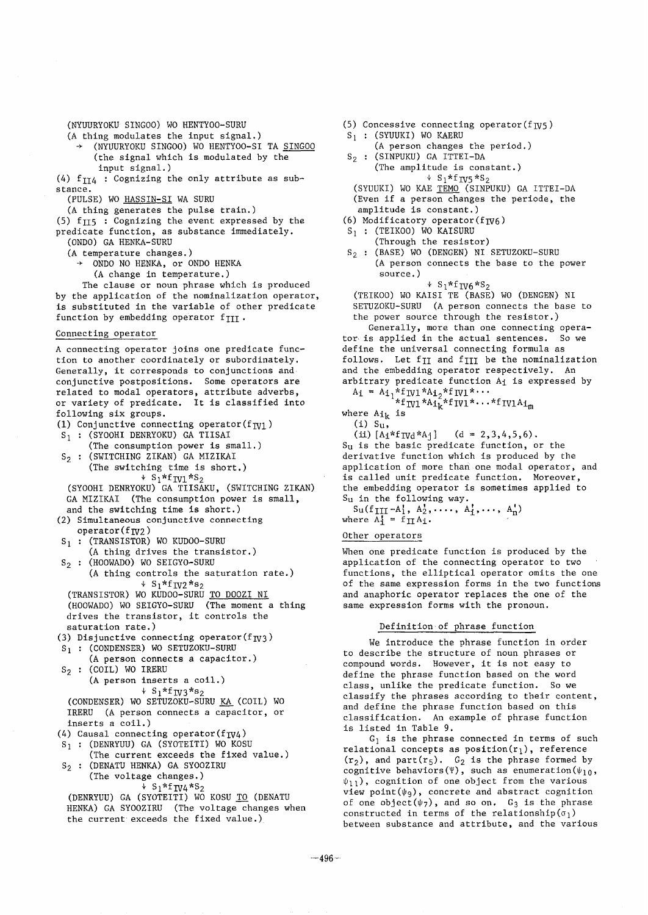(NYUURYOKU SINGOO) WO HENTYOO-SURU
(A thing modulates the input signal.)
→ (NYUURYOKU SINGOO) WO HENTYOO-SI TA SINGOO
(the signal which is modulated by the input signal.)

(4) $f_{II4}$ : Cognizing the only attribute as substance.
(PULSE) WO HASSIN-SI WA SURU
(A thing generates the pulse train.)

(5) $f_{II5}$ : Cognizing the event expressed by the predicate function, as substance immediately.
(ONDO) GA HENKA-SURU
(A temperature changes.)
→ ONDO NO HENKA, or ONDO HENKA
(A change in temperature.)

The clause or noun phrase which is produced by the application of the nominalization operator, is substituted in the variable of other predicate function by embedding operator $f_{III}$.

### Connecting operator

A connecting operator joins one predicate function to another coordinately or subordinately. Generally, it corresponds to conjunctions and conjunctive postpositions. Some operators are related to modal operators, attribute adverbs, or variety of predicate. It is classified into following six groups.

(1) Conjunctive connecting operator($f_{IV1}$)
$S_1$ : (SYOOHI DENRYOKU) GA TIISAI
(The consumption power is small.)
$S_2$ : (SWITCHING ZIKAN) GA MIZIKAI
(The switching time is short.)
↓ $S_1$*$f_{IV1}$*$S_2$
(SYOOHI DENRYOKU) GA TIISAKU, (SWITCHING ZIKAN) GA MIZIKAI (The consumption power is small, and the switching time is short.)

(2) Simultaneous conjunctive connecting operator($f_{IV2}$)
$S_1$ : (TRANSISTOR) WO KUDOO-SURU
(A thing drives the transistor.)
$S_2$ : (HOOWADO) WO SEIGYO-SURU
(A thing controls the saturation rate.)
↓ $S_1$*$f_{IV2}$*$S_2$
(TRANSISTOR) WO KUDOO-SURU TO DOOZI NI (HOOWADO) WO SEIGYO-SURU (The moment a thing drives the transistor, it controls the saturation rate.)

(3) Disjunctive connecting operator($f_{IV3}$)
$S_1$ : (CONDENSER) WO SETUZOKU-SURU
(A person connects a capacitor.)
$S_2$ : (COIL) WO IRERU
(A person inserts a coil.)
↓ $S_1$*$f_{IV3}$*$S_2$
(CONDENSER) WO SETUZOKU-SURU KA (COIL) WO IRERU (A person connects a capacitor, or inserts a coil.)

(4) Causal connecting operator($f_{IV4}$)
$S_1$ : (DENRYUU) GA (SYOTEITI) WO KOSU
(The current exceeds the fixed value.)
$S_2$ : (DENATU HENKA) GA SYOOZIRU
(The voltage changes.)
↓ $S_1$*$f_{IV4}$*$S_2$
(DENRYUU) GA (SYOTEITI) WO KOSU TO (DENATU HENKA) GA SYOOZIRU (The voltage changes when the current exceeds the fixed value.)

(5) Concessive connecting operator($f_{IV5}$)
$S_1$ : (SYUUKI) WO KAERU
(A person changes the period.)
$S_2$ : (SINPUKU) GA ITTEI-DA
(The amplitude is constant.)
↓ $S_1$*$f_{IV5}$*$S_2$
(SYUUKI) WO KAE TEMO (SINPUKU) GA ITTEI-DA (Even if a person changes the periode, the amplitude is constant.)

(6) Modificatory operator($f_{IV6}$)
$S_1$ : (TEIKOO) WO KAISURU
(Through the resistor)
$S_2$ : (BASE) WO (DENGEN) NI SETUZOKU-SURU
(A person connects the base to the power source.)
↓ $S_1$*$f_{IV6}$*$S_2$
(TEIKOO) WO KAISI TE (BASE) WO (DENGEN) NI SETUZOKU-SURU (A person connects the base to the power source through the resistor.)

Generally, more than one connecting operator is applied in the actual sentences. So we define the universal connecting formula as follows. Let $f_{II}$ and $f_{III}$ be the nominalization and the embedding operator respectively. An arbitrary predicate function $A_i$ is expressed by

$$A_i = A_{i_1}*f_{IV1}*A_{i_2}*f_{IV1}*\cdots*f_{IV1}*A_{i_k}*f_{IV1}*\cdots*f_{IV1}A_{i_m}$$

where $A_{i_k}$ is
(i) $S_u$,
(ii) $[A_i*f_{IVd}*A_j]$ $\quad (d = 2,3,4,5,6)$.

$S_u$ is the basic predicate function, or the derivative function which is produced by the application of more than one modal operator, and is called unit predicate function. Moreover, the embedding operator is sometimes applied to $S_u$ in the following way.

$$S_u(f_{III}\text{-}A_1', A_2', \ldots, A_i', \ldots, A_n')$$

where $A_i' = f_{II}A_i$.

### Other operators

When one predicate function is produced by the application of the connecting operator to two functions, the elliptical operator omits the one of the same expression forms in the two functions and anaphoric operator replaces the one of the same expression forms with the pronoun.

## Definition of phrase function

We introduce the phrase function in order to describe the structure of noun phrases or compound words. However, it is not easy to define the phrase function based on the word class, unlike the predicate function. So we classify the phrases according to their content, and define the phrase function based on this classification. An example of phrase function is listed in Table 9.

$G_1$ is the phrase connected in terms of such relational concepts as position($r_1$), reference ($r_2$), and part($r_5$). $G_2$ is the phrase formed by cognitive behaviors($\Psi$), such as enumeration($\psi_{10}$, $\psi_{11}$), cognition of one object from the various view point($\psi_9$), concrete and abstract cognition of one object($\psi_7$), and so on. $G_3$ is the phrase constructed in terms of the relationship($\sigma_1$) between substance and attribute, and the various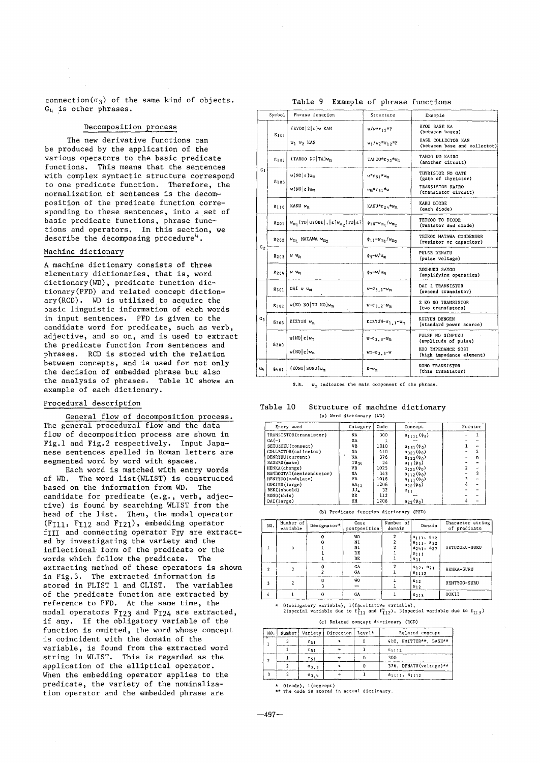connection($\sigma_3$) of the same kind of objects. $G_4$ is other phrases.

### Decomposition process

The new derivative functions can be produced by the application of the various operators to the basic predicate functions. This means that the sentences with complex syntactic structure correspond to one predicate function. Therefore, the normalization of sentences is the decomposition of the predicate function corresponding to these sentences, into a set of basic predicate functions, phrase functions and operators. In this section, we describe the decomposing procedure[4].

### Machine dictionary

A machine dictionary consists of three elementary dictionaries, that is, word dictionary(WD), predicate function dictionary(PFD) and related concept dictionary(RCD). WD is utilized to acquire the basic linguistic information of each words in input sentences. PFD is given to the candidate word for predicate, such as verb, adjective, and so on, and is used to extract the predicate function from sentences and phrases. RCD is stored with the relation between concepts, and is used for not only the decision of embedded phrase but also the analysis of phrases. Table 10 shows an example of each dictionary.

### Procedural description

General flow of decomposition process. The general procedural flow and the data flow of decomposition process are shown in Fig.1 and Fig.2 respectively. Input Japanese sentences spelled in Roman letters are segmented word by word with spaces.

Each word is matched with entry words of WD. The word list(WLIST) is constructed based on the information from WD. The candidate for predicate (e.g., verb, adjective) is found by searching WLIST from the head of the list. Then, the modal operator ($F_{I11}$, $F_{I12}$ and $F_{I21}$), embedding operator $f_{III}$ and connecting operator $F_{IV}$ are extracted by investigating the variety and the inflectional form of the predicate or the words which follow the predicate. The extracting method of these operators is shown in Fig.3. The extracted information is stored in FLIST 1 and CLIST. The variables of the predicate function are extracted by reference to PFD. At the same time, the modal operators $F_{I23}$ and $F_{I24}$ are extracted, if any. If the obligatory variable of the function is omitted, the word whose concept is coincident with the domain of the variable, is found from the extracted word string in WLIST. This is regarded as the application of the elliptical operator. When the embedding operator applies to the predicate, the variety of the nominalization operator and the embedded phrase are

Table 9 Example of phrase functions

| | Symbol | Phrase function | Structure | Example |
|---|---|---|---|---|
| $G_1$ | $g_{101}$ | (RYOO\|2\|ε)w KAN | $w/w{*}r_{12}{*}P$ | RYOO BASE KA (between bases) |
| | | $w_1$ $w_2$ KAN | $w_1/w_2{*}r_{12}{*}P$ | BASE COLLECTOR KAN (between base and collector) |
| | $g_{103}$ | (TAHOO NO\|TA)$w_m$ | $TAHOO{*}r_{22}{*}w_m$ | TAHOO NO KAIRO (another circuit) |
| | $g_{105}$ | w(NO\|ε)$w_m$ | $w{*}r_{51}{*}w_m$ | THYRISTOR NO GATE (gate of thyristor) |
| | | w(NO\|ε)$w_m$ | $w_m{*}r_{51}{*}w$ | TRANSISTOR KAIRO (transistor circuit) |
| | $g_{110}$ | KAKU $w_m$ | $KAKU{*}r_{24}{*}w_m$ | KAKU DIODE (each diode) |
| $G_2$ | $g_{201}$ | $w_{m_1}$(TO\|OYOBI\|,\|ε)$w_{m_2}$(TO\|ε) | $\psi_{10}$-$w_{m_1}$/$w_{m_2}$ | TEIKOO TO DIODE (resistor and diode) |
| | $g_{202}$ | $w_{m_1}$ MATAWA $w_{m_2}$ | $\psi_{11}$-$w_{m_1}$/$w_{m_2}$ | TEIKOO MATAWA CONDENSER (resistor or capacitor) |
| | $g_{203}$ | w $w_m$ | $\psi_9$-w/$w_m$ | PULSE DENATU (pulse voltage) |
| | $g_{204}$ | w $w_m$ | $\psi_7$-w/$w_m$ | ZOOHUKU SAYOO (amplifying operation) |
| $G_3$ | $g_{301}$ | DAI w $w_m$ | w-$\sigma_{3,1}$-$w_m$ | DAI 2 TRANSISTOR (second transistor) |
| | $g_{302}$ | w(KO NO\|TU NO)$w_m$ | w-$\sigma_{3,2}$-$w_m$ | 2 KO NO TRANSISTOR (two transistors) |
| | $g_{306}$ | KIZYUN $w_m$ | KIZYUN-$\sigma_{1,1}$-$w_m$ | KIZYUN DENGEN (standard power source) |
| | $g_{300}$ | w(NO\|ε)$w_m$ | w-$\sigma_{3,3}$-$w_m$ | PULSE NO SINPUKU (amplitude of pulse) |
| | | w(NO\|ε)$w_m$ | $w_m$-$\sigma_{3,3}$-w | KOO IMPEDANCE SOSI (high impedance element) |
| $G_4$ | $g_{401}$ | (KONO\|SONO)$w_m$ | D-$w_m$ | KONO TRANSISTOR (this transistor) |

N.B. $w_m$ indicates the main component of the phrase.

Table 10 Structure of machine dictionary

(a) Word dictionary (WD)

| Entry word | Category | Code | Concept | Pointer | |
|---|---|---|---|---|---|
| TRANSISTOR(transistor) | NA | 300 | $s_{1111}(\psi_8)$ | - | 1 |
| GA(-) | XA | 1 | — | - | - |
| SETUZOKU(connect) | VB | 1010 | $a_{131}(\psi_0)$ | 1 | - |
| COLLECTOR(collector) | NA | 410 | $s_{321}(\psi_0)$ | - | 2 |
| DENRYUU(current) | NA | 376 | $s_{122}(\psi_0)$ | - | n |
| SASERU(make) | $TB_{34}$ | 24 | $a_{11}(\psi_0)$ | - | - |
| HENKA(change) | VB | 1025 | $a_{121}(\psi_0)$ | 2 | - |
| HANDOOTAI(semiconductor) | NA | 343 | $s_{112}(\psi_0)$ | - | 3 |
| HENTYOO(modulate) | VB | 1018 | $a_{111}(\psi_0)$ | 3 | - |
| OOKIKU(large) | $AA_{12}$ | 1206 | $a_{22}(\psi_0)$ | 4 | - |
| BEKI(should) | $JJ_4$ | 32 | $u_{11}$ | - | - |
| KONO(this) | RR | 112 | — | - | - |
| DAI(large) | HH | 1206 | $a_{22}(\psi_0)$ | 4 | - |

(b) Predicate function dictionary (PFD)

| NO. | Number of variable | Designator* | Case postposition | Number of domain | Domain | Character string of predicate |
|---|---|---|---|---|---|---|
| 1 | 5 | 0 | WO | 2 | $s_{111}$, $s_{32}$ | SETUZOKU-SURU |
| | | 0 | NI | 2 | $s_{111}$, $s_{32}$ | |
| | | 1 | NI | 2 | $s_{241}$, $s_{27}$ | |
| | | 1 | DE | 1 | $s_{111}$ | |
| | | 1 | DE | 1 | $s_{31}$ | |
| 2 | 2 | 0 | GA | 2 | $s_{12}$, $s_{21}$ | HENKA-SURU |
| | | 2 | GA | 1 | $s_{1112}$ | |
| 3 | 2 | 0 | WO | 1 | $s_{12}$ | HENTYOO-SURU |
| | | 3 | — | 1 | $s_{12}$ | |
| 4 | 1 | 0 | GA | 1 | $a_{213}$ | OOKII |

\* 0(obligatory variable), 1(facultative variable), 2(special variable due to $f^{b}_{I11}$ and $f^{i}_{I12}$), 3(special variable due to $f_{II3}$)

(c) Related concept dictionary (RCD)

| NO. | Number | Variety | Direction | Level* | Related concept |
|---|---|---|---|---|---|
| 1 | 3 | $r_{51}$ | → | 0 | 410, EMITTER**, BASE** |
| | 1 | $r_{51}$ | ← | 1 | $s_{1112}$ |
| 2 | 1 | $r_{51}$ | ← | 0 | 300 |
| | 2 | $\sigma_{3,3}$ | → | 0 | 376, DENATU(voltage)** |
| 3 | 2 | $\sigma_{3,4}$ | ← | 1 | $s_{1111}$, $s_{1112}$ |

\* 0(code), 1(concept)
\*\* The code is stored in actual dictionary.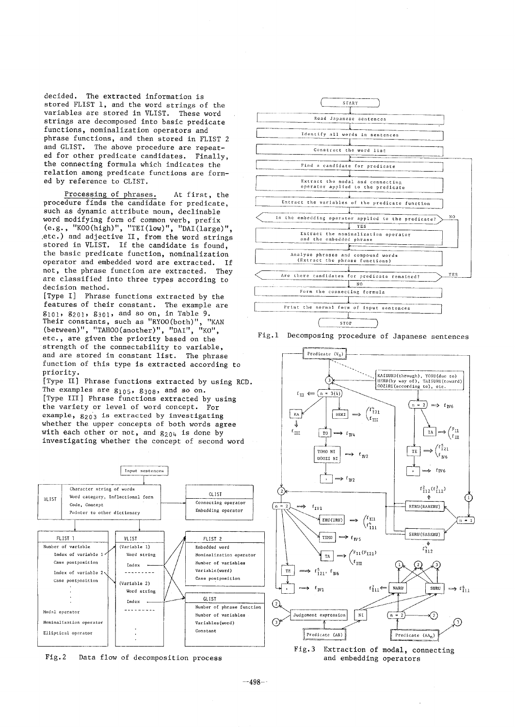decided. The extracted information is stored FLIST 1, and the word strings of the variables are stored in VLIST. These word strings are decomposed into basic predicate functions, nominalization operators and phrase functions, and then stored in FLIST 2 and GLIST. The above procedure are repeated for other predicate candidates. Finally, the connecting formula which indicates the relation among predicate functions are formed by reference to CLIST.

Processing of phrases. At first, the procedure finds the candidate for predicate, such as dynamic attribute noun, declinable word modifying form of common verb, prefix (e.g., "KOO(high)", "TEI(low)", "DAI(large)", etc.) and adjective II, from the word strings stored in VLIST. If the candidate is found, the basic predicate function, nominalization operator and embedded word are extracted. If not, the phrase function are extracted. They are classified into three types according to decision method.

[Type I] Phrase functions extracted by the features of their constant. The example are $g_{101}$, $g_{201}$, $g_{301}$, and so on, in Table 9. Their constants, such as "RYOO(both)", "KAN (between)", "TAHOO(another)", "DAI", "KO", etc., are given the priority based on the strength of the connectability to variable, and are stored in constant list. The phrase function of this type is extracted according to priority.

[Type II] Phrase functions extracted by using RCD. The examples are $g_{105}$, $g_{308}$, and so on.

[Type III] Phrase functions extracted by using the variety or level of word concept. For example, $g_{203}$ is extracted by investigating whether the upper concepts of both words agree with each other or not, and $g_{204}$ is done by investigating whether the concept of second word

Fig.2 Data flow of decomposition process

Fig.1 Decomposing procedure of Japanese sentences

Fig.3 Extraction of modal, connecting and embedding operators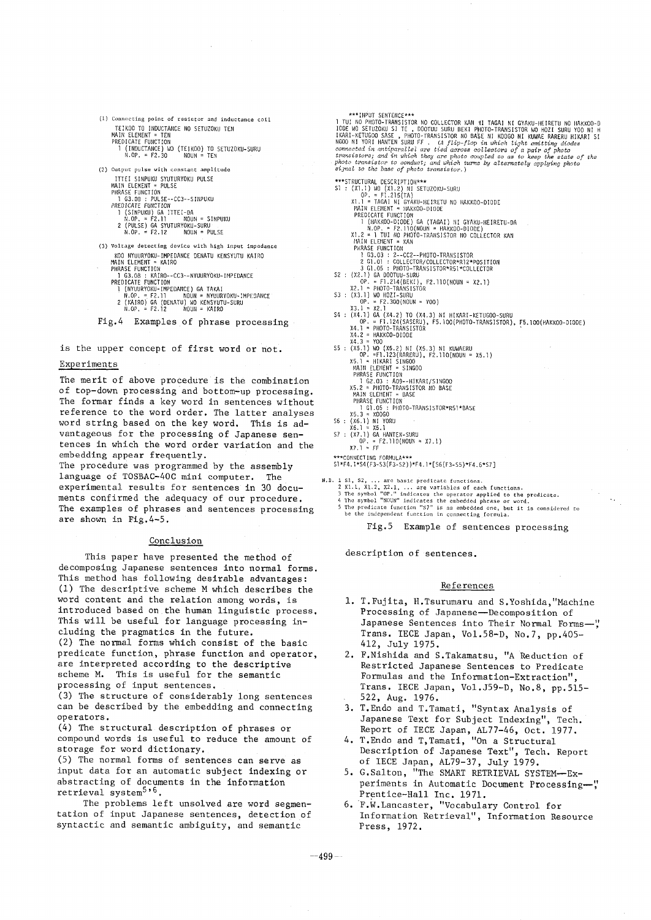```
(1) Connecting point of resistor and inductance coil
    TEIKOO TO INDUCTANCE NO SETUZOKU TEN
    MAIN ELEMENT = TEN
    PREDICATE FUNCTION
      1 (INDUCTANCE) WO (TEIKOO) TO SETUZOKU-SURU
        N.OP. = F2.30     NOUN = TEN

(2) Output pulse with constant amplitude
    ITTEI SINPUKU SYUTURYOKU PULSE
    MAIN ELEMENT = PULSE
    PHRASE FUNCTION
      1 G3.08 : PULSE--CC3--SINPUKU
    PREDICATE FUNCTION
      1 (SINPUKU) GA ITTEI-DA
        N.OP. = F2.11     NOUN = SINPUKU
      2 (PULSE) GA SYUTURYOKU-SURU
        N.OP. = F2.12     NOUN = PULSE

(3) Voltage detecting device with high input impedance
    KOO NYUURYOKU-IMPEDANCE DENATU KENSYUTU KAIRO
    MAIN ELEMENT = KAIRO
    PHRASE FUNCTION
      1 G3.08 : KAIRO--CC3--NYUURYOKU-IMPEDANCE
    PREDICATE FUNCTION
      1 (NYUURYOKU-IMPEDANCE) GA TAKAI
        N.OP. = F2.11     NOUN = NYUURYOKU-IMPEDANCE
      2 (KAIRO) GA (DENATU) WO KENSYUTU-SURU
        N.OP. = F2.12     NOUN = KAIRO
```

Fig.4 Examples of phrase processing

is the upper concept of first word or not.

## Experiments

The merit of above procedure is the combination of top-down processing and bottom-up processing. The formar finds a key word in sentences without reference to the word order. The latter analyses word string based on the key word. This is advantageous for the processing of Japanese sentences in which the word order variation and the embedding appear frequently.

The procedure was programmed by the assembly language of TOSBAC-40C mini computer. The experimental results for sentences in 30 documents confirmed the adequacy of our procedure. The examples of phrases and sentences processing are shown in Fig.4-5.

## Conclusion

This paper have presented the method of decomposing Japanese sentences into normal forms. This method has following desirable advantages:

(1) The descriptive scheme M which describes the word content and the relation among words, is introduced based on the human linguistic process. This will be useful for language processing including the pragmatics in the future.

(2) The normal forms which consist of the basic predicate function, phrase function and operator, are interpreted according to the descriptive scheme M. This is useful for the semantic processing of input sentences.

(3) The structure of considerably long sentences can be described by the embedding and connecting operators.

(4) The structural description of phrases or compound words is useful to reduce the amount of storage for word dictionary.

(5) The normal forms of sentences can serve as input data for an automatic subject indexing or abstracting of documents in the information retrieval system[5,6].

The problems left unsolved are word segmentation of input Japanese sentences, detection of syntactic and semantic ambiguity, and semantic

```
***INPUT SENTENCE***
1 TUI NO PHOTO-TRANSISTOR NO COLLECTOR KAN NI TAGAI NI GYAKU-HEIRETU NO HAKKOO-D
IODE WO SETUZOKU SI TE , DOOTUU SURU BEKI PHOTO-TRANSISTOR WO HOZI SURU YOO NI H
IKARI-KETUGOO SASE , PHOTO-TRANSISTOR NO BASE NI KOOGO NI KUWAE RARERU HIKARI SI
NGOO NI YORI HANTEN SURU FF .  (A flip-flop in which light emitting diodes
connected in antiparallel are tied across collectors of a pair of photo
transistors; and in which they are photo coupled so as to keep the state of the
photo transistor to conduct; and which turns by alternately applying photo
signal to the base of photo transistor.)

***STRUCTURAL DESCRIPTION***
S1 : (X1.1) WO (X1.2) NI SETUZOKU-SURU
       OP. = F1.215(TA)
     X1.1 = TAGAI NI GYAKU-HEIRETU NO HAKKOO-DIODE
       MAIN ELEMENT = HAKKOO-DIODE
       PREDICATE FUNCTION
         1 (HAKKOO-DIODE) GA (TAGAI) NI GYAKU-HEIRETU-DA
           N.OP. = F2.110(NOUN = HAKKOO-DIODE)
     X1.2 = 1 TUI NO PHOTO-TRANSISTOR NO COLLECTOR KAN
       MAIN ELEMENT = KAN
       PHRASE FUNCTION
         1 G3.03 : 2--CC2--PHOTO-TRANSISTOR
         2 G1.01 : COLLECTOR/COLLECTOR*R12*POSITION
         3 G1.05 : PHOTO-TRANSISTOR*R51*COLLECTOR
S2 : (X2.1) GA DOOTUU-SURU
       OP. = F1.214(BEKI), F2.110(NOUN = X2.1)
     X2.1 = PHOTO-TRANSISTOR
S3 : (X3.1) WO HOZI-SURU
       OP. = F2.300(NOUN = YOO)
     X3.1 = X2.1
S4 : (X4.1) GA (X4.2) TO (X4.3) NI HIKARI-KETUGOO-SURU
       OP. = F1.124(SASERU), F5.100(PHOTO-TRANSISTOR), F5.100(HAKKOO-DIODE)
     X4.1 = PHOTO-TRANSISTOR
     X4.2 = HAKKOO-DIODE
     X4.3 = YOO
S5 : (X5.1) WO (X5.2) NI (X5.3) NI KUWAERU
       OP. =F1.123(RARERU), F2.110(NOUN = X5.1)
     X5.1 = HIKARI SINGOO
       MAIN ELEMENT = SINGOO
       PHRASE FUNCTION
         1 G2.03 : A09--HIKARI/SINGOO
     X5.2 = PHOTO-TRANSISTOR NO BASE
       MAIN ELEMENT = BASE
       PHRASE FUNCTION
         1 G1.05 : PHOTO-TRANSISTOR*R51*BASE
     X5.3 = KOOGO
S6 : (X6.1) NI YORU
     X6.1 = X5.1
S7 : (X7.1) GA HANTEN-SURU
       OP. = F2.110(NOUN = X7.1)
     X7.1 = FF

***CONNECTING FORMULA***
S1*F4.1*S4(F3-S3(F3-S2))*F4.1*[S6(F3-S5)*F4.6*S7]

N.B. 1 S1, S2, ... are basic predicate functions.
     2 X1.1, X1.2, X2.1, ... are variables of each functions.
     3 The symbol "OP." indicates the operator applied to the predicate.
     4 The symbol "NOUN" indicates the embedded phrase or word.
     5 The predicate function "S7" is as embedded one, but it is considered to
       be the independent function in connecting formula.
```

Fig.5 Example of sentences processing

description of sentences.

## References

1. T.Fujita, H.Tsurumaru and S.Yoshida,"Machine Processing of Japanese—Decomposition of Japanese Sentences into Their Normal Forms—", Trans. IECE Japan, Vol.58-D, No.7, pp.405-412, July 1975.
2. F.Nishida and S.Takamatsu, "A Reduction of Restricted Japanese Sentences to Predicate Formulas and the Information-Extraction", Trans. IECE Japan, Vol.J59-D, No.8, pp.515-522, Aug. 1976.
3. T.Endo and T.Tamati, "Syntax Analysis of Japanese Text for Subject Indexing", Tech. Report of IECE Japan, AL77-46, Oct. 1977.
4. T.Endo and T,Tamati, "On a Structural Description of Japanese Text", Tech. Report of IECE Japan, AL79-37, July 1979.
5. G.Salton, "The SMART RETRIEVAL SYSTEM—Experiments in Automatic Document Processing—", Prentice-Hall Inc. 1971.
6. F.W.Lancaster, "Vocabulary Control for Information Retrieval", Information Resource Press, 1972.